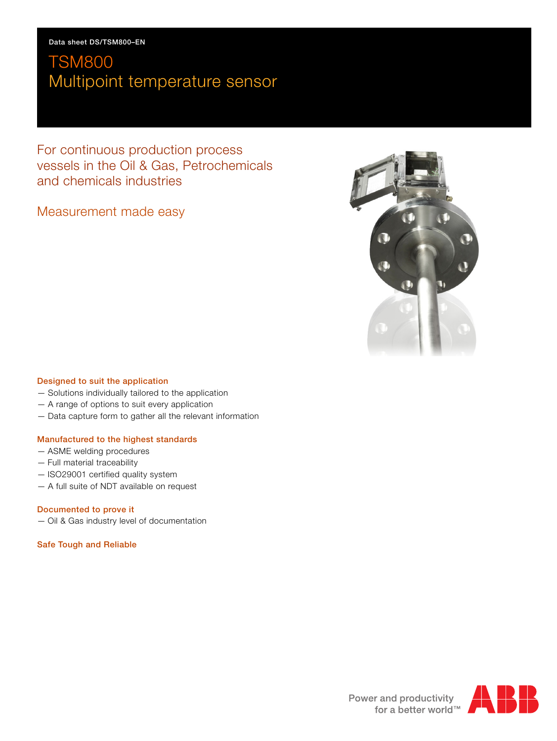Data sheet DS/TSM800–EN

# TSM800
# Multipoint temperature sensor

## For continuous production process vessels in the Oil & Gas, Petrochemicals and chemicals industries

## Measurement made easy

### Designed to suit the application

- Solutions individually tailored to the application
- A range of options to suit every application
- Data capture form to gather all the relevant information

### Manufactured to the highest standards

- ASME welding procedures
- Full material traceability
- ISO29001 certified quality system
- A full suite of NDT available on request

### Documented to prove it

- Oil & Gas industry level of documentation

### Safe Tough and Reliable

Power and productivity
for a better world™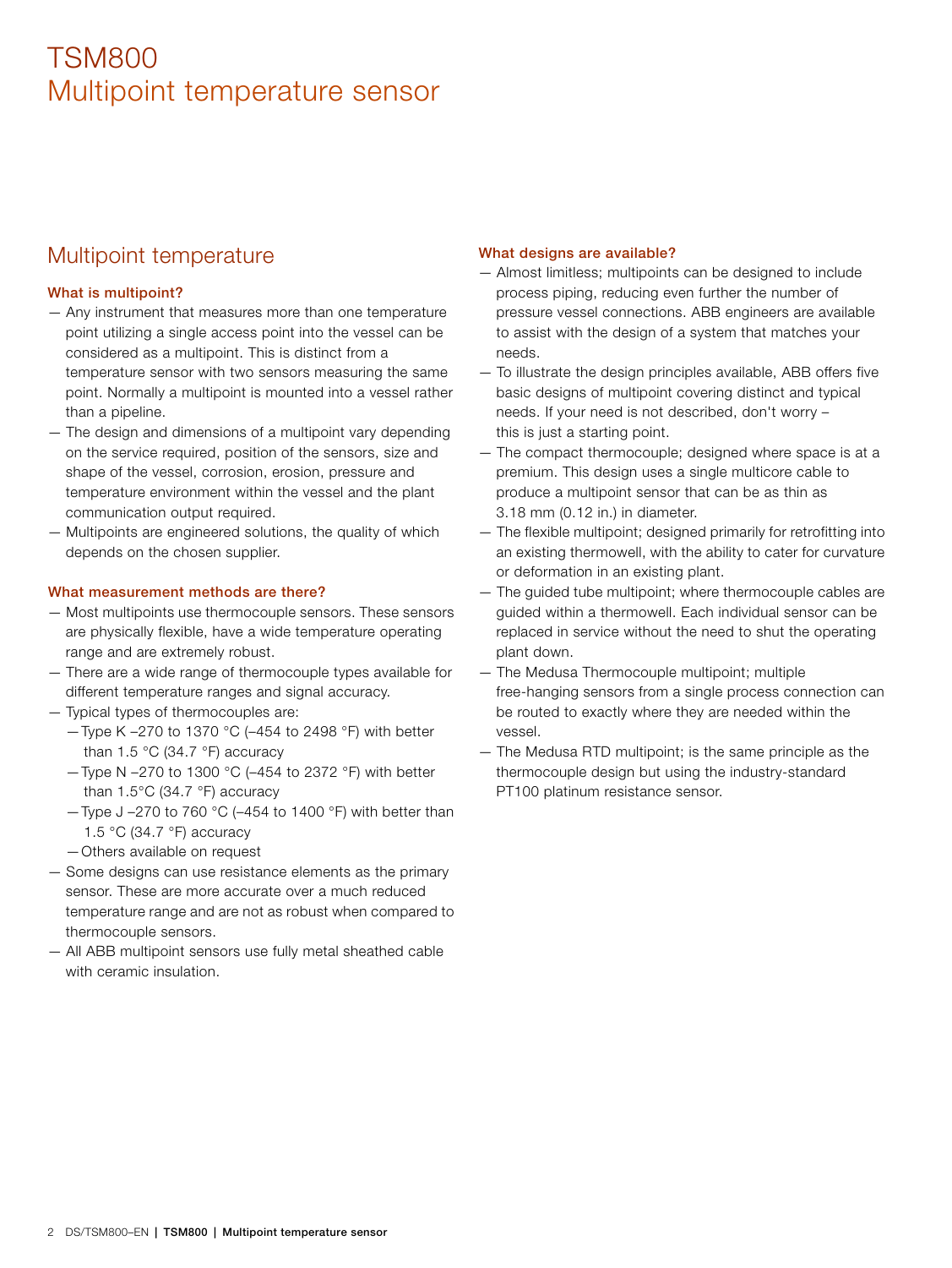# TSM800
# Multipoint temperature sensor

## Multipoint temperature

### What is multipoint?

- Any instrument that measures more than one temperature point utilizing a single access point into the vessel can be considered as a multipoint. This is distinct from a temperature sensor with two sensors measuring the same point. Normally a multipoint is mounted into a vessel rather than a pipeline.
- The design and dimensions of a multipoint vary depending on the service required, position of the sensors, size and shape of the vessel, corrosion, erosion, pressure and temperature environment within the vessel and the plant communication output required.
- Multipoints are engineered solutions, the quality of which depends on the chosen supplier.

### What measurement methods are there?

- Most multipoints use thermocouple sensors. These sensors are physically flexible, have a wide temperature operating range and are extremely robust.
- There are a wide range of thermocouple types available for different temperature ranges and signal accuracy.
- Typical types of thermocouples are:
  - Type K –270 to 1370 °C (–454 to 2498 °F) with better than 1.5 °C (34.7 °F) accuracy
  - Type N –270 to 1300 °C (–454 to 2372 °F) with better than 1.5°C (34.7 °F) accuracy
  - Type J –270 to 760 °C (–454 to 1400 °F) with better than 1.5 °C (34.7 °F) accuracy
  - Others available on request
- Some designs can use resistance elements as the primary sensor. These are more accurate over a much reduced temperature range and are not as robust when compared to thermocouple sensors.
- All ABB multipoint sensors use fully metal sheathed cable with ceramic insulation.

### What designs are available?

- Almost limitless; multipoints can be designed to include process piping, reducing even further the number of pressure vessel connections. ABB engineers are available to assist with the design of a system that matches your needs.
- To illustrate the design principles available, ABB offers five basic designs of multipoint covering distinct and typical needs. If your need is not described, don't worry – this is just a starting point.
- The compact thermocouple; designed where space is at a premium. This design uses a single multicore cable to produce a multipoint sensor that can be as thin as 3.18 mm (0.12 in.) in diameter.
- The flexible multipoint; designed primarily for retrofitting into an existing thermowell, with the ability to cater for curvature or deformation in an existing plant.
- The guided tube multipoint; where thermocouple cables are guided within a thermowell. Each individual sensor can be replaced in service without the need to shut the operating plant down.
- The Medusa Thermocouple multipoint; multiple free-hanging sensors from a single process connection can be routed to exactly where they are needed within the vessel.
- The Medusa RTD multipoint; is the same principle as the thermocouple design but using the industry-standard PT100 platinum resistance sensor.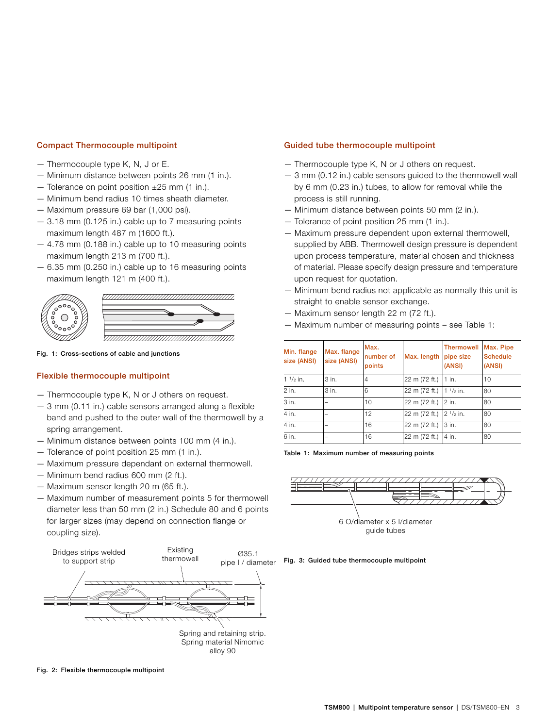## Compact Thermocouple multipoint

- Thermocouple type K, N, J or E.
- Minimum distance between points 26 mm (1 in.).
- Tolerance on point position ±25 mm (1 in.).
- Minimum bend radius 10 times sheath diameter.
- Maximum pressure 69 bar (1,000 psi).
- 3.18 mm (0.125 in.) cable up to 7 measuring points maximum length 487 m (1600 ft.).
- 4.78 mm (0.188 in.) cable up to 10 measuring points maximum length 213 m (700 ft.).
- 6.35 mm (0.250 in.) cable up to 16 measuring points maximum length 121 m (400 ft.).

**Fig. 1: Cross-sections of cable and junctions**

## Flexible thermocouple multipoint

- Thermocouple type K, N or J others on request.
- 3 mm (0.11 in.) cable sensors arranged along a flexible band and pushed to the outer wall of the thermowell by a spring arrangement.
- Minimum distance between points 100 mm (4 in.).
- Tolerance of point position 25 mm (1 in.).
- Maximum pressure dependant on external thermowell.
- Minimum bend radius 600 mm (2 ft.).
- Maximum sensor length 20 m (65 ft.).
- Maximum number of measurement points 5 for thermowell diameter less than 50 mm (2 in.) Schedule 80 and 6 points for larger sizes (may depend on connection flange or coupling size).

Bridges strips welded to support strip

Existing thermowell

Ø35.1 pipe I / diameter

Spring and retaining strip. Spring material Nimomic alloy 90

**Fig. 2: Flexible thermocouple multipoint**

## Guided tube thermocouple multipoint

- Thermocouple type K, N or J others on request.
- 3 mm (0.12 in.) cable sensors guided to the thermowell wall by 6 mm (0.23 in.) tubes, to allow for removal while the process is still running.
- Minimum distance between points 50 mm (2 in.).
- Tolerance of point position 25 mm (1 in.).
- Maximum pressure dependent upon external thermowell, supplied by ABB. Thermowell design pressure is dependent upon process temperature, material chosen and thickness of material. Please specify design pressure and temperature upon request for quotation.
- Minimum bend radius not applicable as normally this unit is straight to enable sensor exchange.
- Maximum sensor length 22 m (72 ft.).
- Maximum number of measuring points – see Table 1:

| Min. flange size (ANSI) | Max. flange size (ANSI) | Max. number of points | Max. length | Thermowell pipe size (ANSI) | Max. Pipe Schedule (ANSI) |
|---|---|---|---|---|---|
| 1 1/2 in. | 3 in. | 4 | 22 m (72 ft.) | 1 in. | 10 |
| 2 in. | 3 in. | 6 | 22 m (72 ft.) | 1 1/2 in. | 80 |
| 3 in. | – | 10 | 22 m (72 ft.) | 2 in. | 80 |
| 4 in. | – | 12 | 22 m (72 ft.) | 2 1/2 in. | 80 |
| 4 in. | – | 16 | 22 m (72 ft.) | 3 in. | 80 |
| 6 in. | – | 16 | 22 m (72 ft.) | 4 in. | 80 |

**Table 1: Maximum number of measuring points**

6 O/diameter x 5 I/diameter guide tubes

**Fig. 3: Guided tube thermocouple multipoint**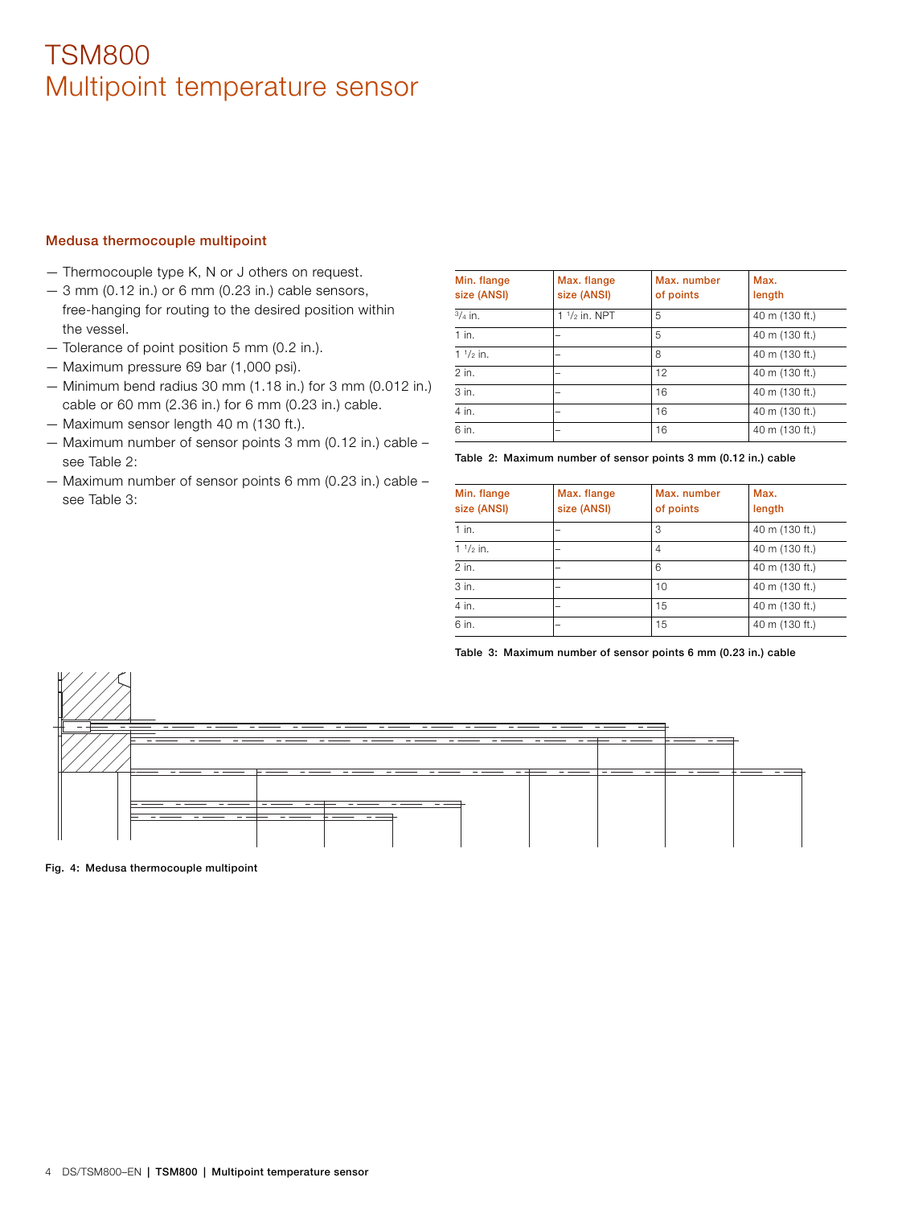# TSM800
# Multipoint temperature sensor

## Medusa thermocouple multipoint

- Thermocouple type K, N or J others on request.
- 3 mm (0.12 in.) or 6 mm (0.23 in.) cable sensors, free-hanging for routing to the desired position within the vessel.
- Tolerance of point position 5 mm (0.2 in.).
- Maximum pressure 69 bar (1,000 psi).
- Minimum bend radius 30 mm (1.18 in.) for 3 mm (0.012 in.) cable or 60 mm (2.36 in.) for 6 mm (0.23 in.) cable.
- Maximum sensor length 40 m (130 ft.).
- Maximum number of sensor points 3 mm (0.12 in.) cable – see Table 2:
- Maximum number of sensor points 6 mm (0.23 in.) cable – see Table 3:

| Min. flange size (ANSI) | Max. flange size (ANSI) | Max. number of points | Max. length |
|---|---|---|---|
| 3/4 in. | 1 1/2 in. NPT | 5 | 40 m (130 ft.) |
| 1 in. | – | 5 | 40 m (130 ft.) |
| 1 1/2 in. | – | 8 | 40 m (130 ft.) |
| 2 in. | – | 12 | 40 m (130 ft.) |
| 3 in. | – | 16 | 40 m (130 ft.) |
| 4 in. | – | 16 | 40 m (130 ft.) |
| 6 in. | – | 16 | 40 m (130 ft.) |

Table 2: Maximum number of sensor points 3 mm (0.12 in.) cable

| Min. flange size (ANSI) | Max. flange size (ANSI) | Max. number of points | Max. length |
|---|---|---|---|
| 1 in. | – | 3 | 40 m (130 ft.) |
| 1 1/2 in. | – | 4 | 40 m (130 ft.) |
| 2 in. | – | 6 | 40 m (130 ft.) |
| 3 in. | – | 10 | 40 m (130 ft.) |
| 4 in. | – | 15 | 40 m (130 ft.) |
| 6 in. | – | 15 | 40 m (130 ft.) |

Table 3: Maximum number of sensor points 6 mm (0.23 in.) cable

Fig. 4: Medusa thermocouple multipoint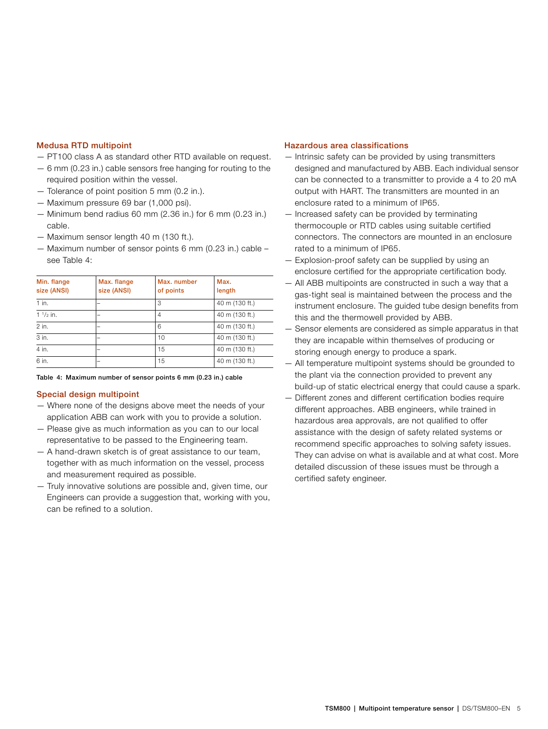## Medusa RTD multipoint

- PT100 class A as standard other RTD available on request.
- 6 mm (0.23 in.) cable sensors free hanging for routing to the required position within the vessel.
- Tolerance of point position 5 mm (0.2 in.).
- Maximum pressure 69 bar (1,000 psi).
- Minimum bend radius 60 mm (2.36 in.) for 6 mm (0.23 in.) cable.
- Maximum sensor length 40 m (130 ft.).
- Maximum number of sensor points 6 mm (0.23 in.) cable – see Table 4:

| Min. flange size (ANSI) | Max. flange size (ANSI) | Max. number of points | Max. length |
|---|---|---|---|
| 1 in. | – | 3 | 40 m (130 ft.) |
| 1 1/2 in. | – | 4 | 40 m (130 ft.) |
| 2 in. | – | 6 | 40 m (130 ft.) |
| 3 in. | – | 10 | 40 m (130 ft.) |
| 4 in. | – | 15 | 40 m (130 ft.) |
| 6 in. | – | 15 | 40 m (130 ft.) |

**Table 4: Maximum number of sensor points 6 mm (0.23 in.) cable**

## Special design multipoint

- Where none of the designs above meet the needs of your application ABB can work with you to provide a solution.
- Please give as much information as you can to our local representative to be passed to the Engineering team.
- A hand-drawn sketch is of great assistance to our team, together with as much information on the vessel, process and measurement required as possible.
- Truly innovative solutions are possible and, given time, our Engineers can provide a suggestion that, working with you, can be refined to a solution.

## Hazardous area classifications

- Intrinsic safety can be provided by using transmitters designed and manufactured by ABB. Each individual sensor can be connected to a transmitter to provide a 4 to 20 mA output with HART. The transmitters are mounted in an enclosure rated to a minimum of IP65.
- Increased safety can be provided by terminating thermocouple or RTD cables using suitable certified connectors. The connectors are mounted in an enclosure rated to a minimum of IP65.
- Explosion-proof safety can be supplied by using an enclosure certified for the appropriate certification body.
- All ABB multipoints are constructed in such a way that a gas-tight seal is maintained between the process and the instrument enclosure. The guided tube design benefits from this and the thermowell provided by ABB.
- Sensor elements are considered as simple apparatus in that they are incapable within themselves of producing or storing enough energy to produce a spark.
- All temperature multipoint systems should be grounded to the plant via the connection provided to prevent any build-up of static electrical energy that could cause a spark.
- Different zones and different certification bodies require different approaches. ABB engineers, while trained in hazardous area approvals, are not qualified to offer assistance with the design of safety related systems or recommend specific approaches to solving safety issues. They can advise on what is available and at what cost. More detailed discussion of these issues must be through a certified safety engineer.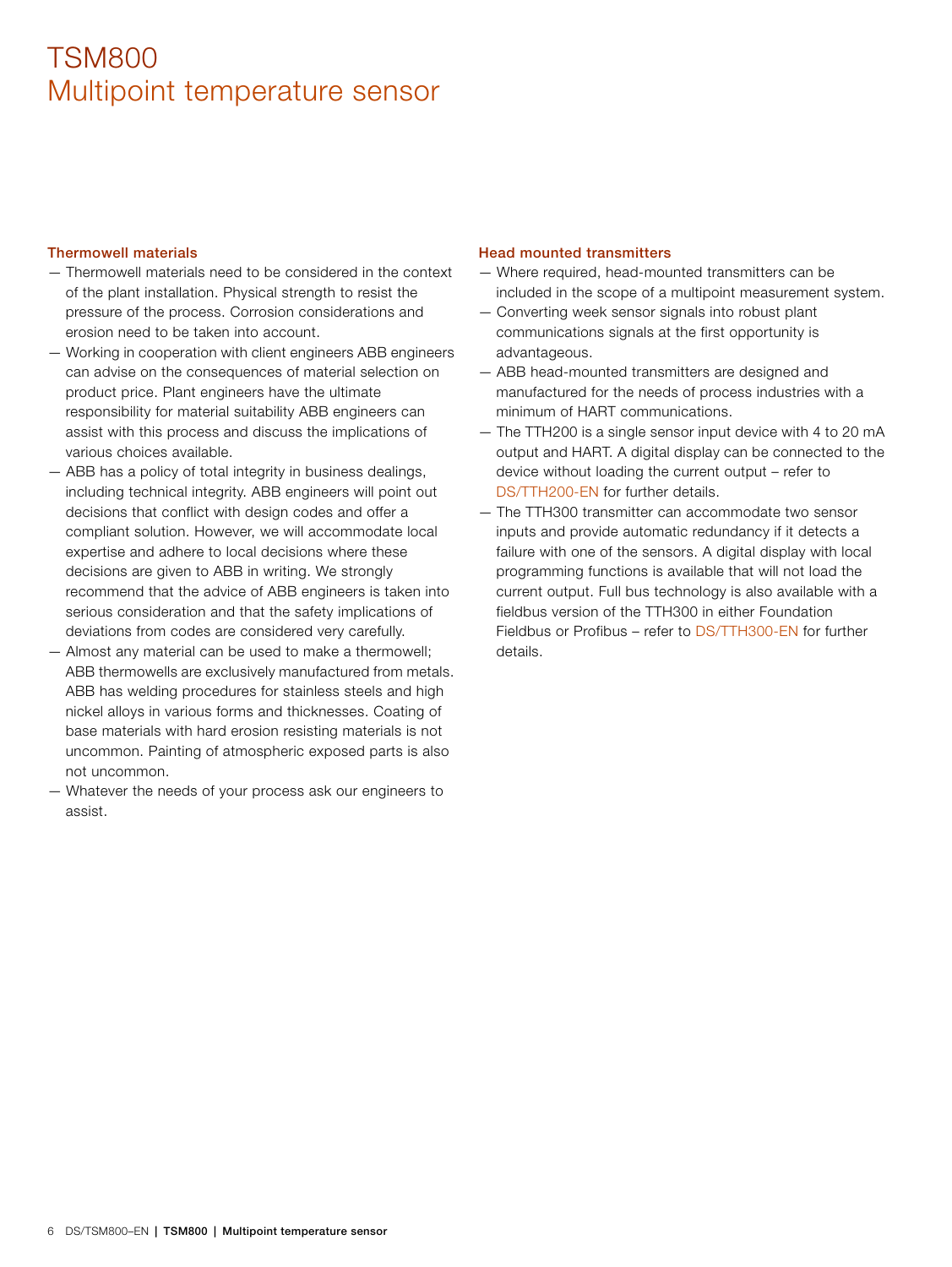# TSM800
# Multipoint temperature sensor

### Thermowell materials

- Thermowell materials need to be considered in the context of the plant installation. Physical strength to resist the pressure of the process. Corrosion considerations and erosion need to be taken into account.
- Working in cooperation with client engineers ABB engineers can advise on the consequences of material selection on product price. Plant engineers have the ultimate responsibility for material suitability ABB engineers can assist with this process and discuss the implications of various choices available.
- ABB has a policy of total integrity in business dealings, including technical integrity. ABB engineers will point out decisions that conflict with design codes and offer a compliant solution. However, we will accommodate local expertise and adhere to local decisions where these decisions are given to ABB in writing. We strongly recommend that the advice of ABB engineers is taken into serious consideration and that the safety implications of deviations from codes are considered very carefully.
- Almost any material can be used to make a thermowell; ABB thermowells are exclusively manufactured from metals. ABB has welding procedures for stainless steels and high nickel alloys in various forms and thicknesses. Coating of base materials with hard erosion resisting materials is not uncommon. Painting of atmospheric exposed parts is also not uncommon.
- Whatever the needs of your process ask our engineers to assist.

### Head mounted transmitters

- Where required, head-mounted transmitters can be included in the scope of a multipoint measurement system.
- Converting week sensor signals into robust plant communications signals at the first opportunity is advantageous.
- ABB head-mounted transmitters are designed and manufactured for the needs of process industries with a minimum of HART communications.
- The TTH200 is a single sensor input device with 4 to 20 mA output and HART. A digital display can be connected to the device without loading the current output – refer to DS/TTH200-EN for further details.
- The TTH300 transmitter can accommodate two sensor inputs and provide automatic redundancy if it detects a failure with one of the sensors. A digital display with local programming functions is available that will not load the current output. Full bus technology is also available with a fieldbus version of the TTH300 in either Foundation Fieldbus or Profibus – refer to DS/TTH300-EN for further details.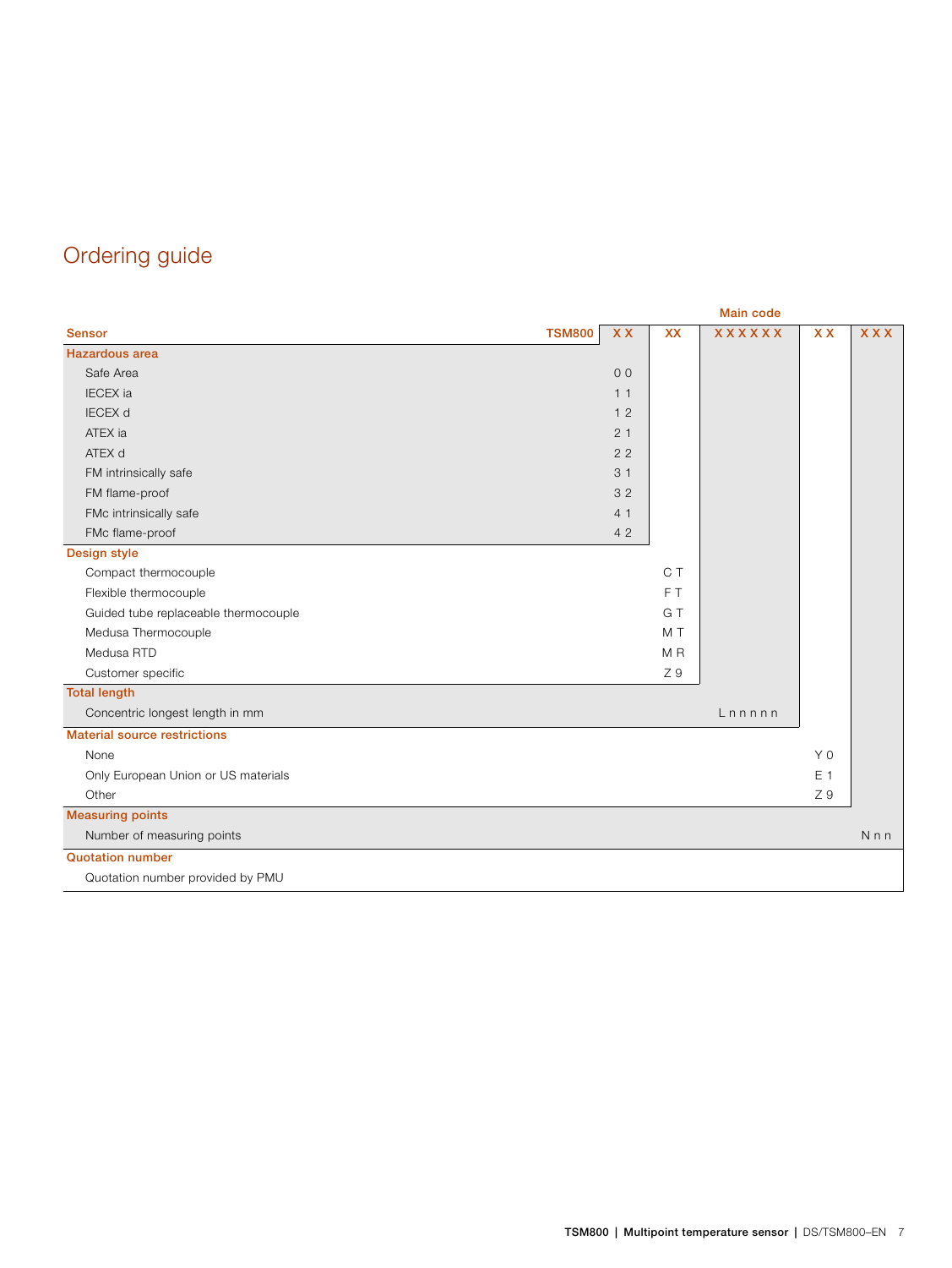## Ordering guide

| | Main code | | | | | |
|---|---|---|---|---|---|---|
| **Sensor** | **TSM800** | **X X** | **XX** | **X X X X X X** | **X X** | **X X X** |
| **Hazardous area** | | | | | | |
| Safe Area | | 0 0 | | | | |
| IECEX ia | | 1 1 | | | | |
| IECEX d | | 1 2 | | | | |
| ATEX ia | | 2 1 | | | | |
| ATEX d | | 2 2 | | | | |
| FM intrinsically safe | | 3 1 | | | | |
| FM flame-proof | | 3 2 | | | | |
| FMc intrinsically safe | | 4 1 | | | | |
| FMc flame-proof | | 4 2 | | | | |
| **Design style** | | | | | | |
| Compact thermocouple | | | C T | | | |
| Flexible thermocouple | | | F T | | | |
| Guided tube replaceable thermocouple | | | G T | | | |
| Medusa Thermocouple | | | M T | | | |
| Medusa RTD | | | M R | | | |
| Customer specific | | | Z 9 | | | |
| **Total length** | | | | | | |
| Concentric longest length in mm | | | | L n n n n n | | |
| **Material source restrictions** | | | | | | |
| None | | | | | Y 0 | |
| Only European Union or US materials | | | | | E 1 | |
| Other | | | | | Z 9 | |
| **Measuring points** | | | | | | |
| Number of measuring points | | | | | | N n n |
| **Quotation number** | | | | | | |
| Quotation number provided by PMU | | | | | | |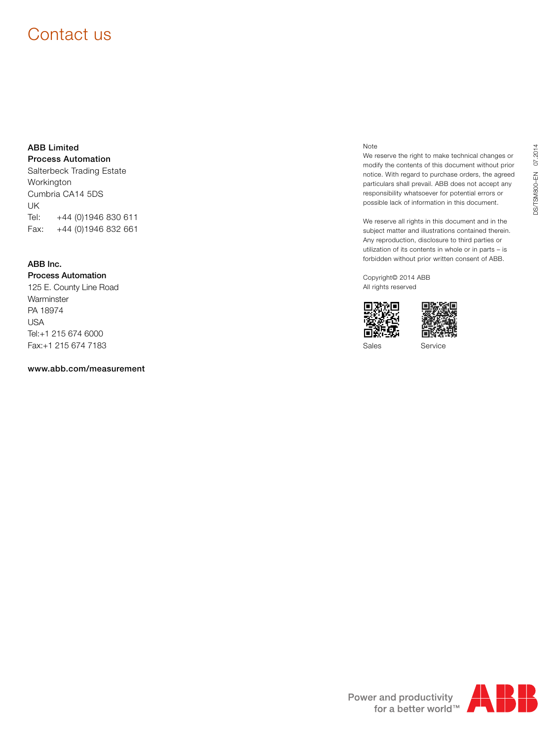# Contact us

**ABB Limited**
**Process Automation**
Salterbeck Trading Estate
Workington
Cumbria CA14 5DS
UK
Tel: +44 (0)1946 830 611
Fax: +44 (0)1946 832 661

**ABB Inc.**
**Process Automation**
125 E. County Line Road
Warminster
PA 18974
USA
Tel:+1 215 674 6000
Fax:+1 215 674 7183

**www.abb.com/measurement**

Note
We reserve the right to make technical changes or modify the contents of this document without prior notice. With regard to purchase orders, the agreed particulars shall prevail. ABB does not accept any responsibility whatsoever for potential errors or possible lack of information in this document.

We reserve all rights in this document and in the subject matter and illustrations contained therein. Any reproduction, disclosure to third parties or utilization of its contents in whole or in parts – is forbidden without prior written consent of ABB.

Copyright© 2014 ABB
All rights reserved

Sales

Service

DS/TSM800–EN 07.2014

Power and productivity
for a better world™